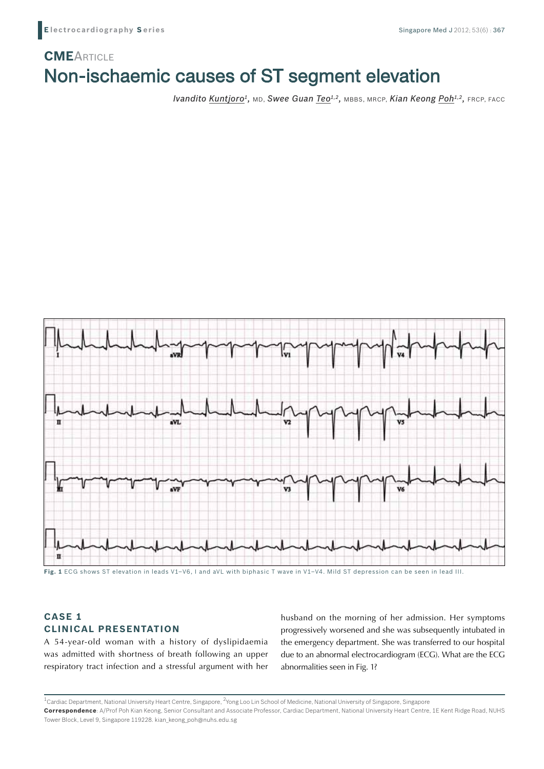**CME**ARTICLE

# Non-ischaemic causes of ST segment elevation

*Ivandito Kuntjoro[1], MD, Swee Guan Teo[1,2], MBBS, MRCP, Kian Keong Poh[1,2], FRCP, FACC*

**Fig. 1** ECG shows ST elevation in leads V1–V6, I and aVL with biphasic T wave in V1–V4. Mild ST depression can be seen in lead III.

## CASE 1

### CLINICAL PRESENTATION

A 54-year-old woman with a history of dyslipidaemia was admitted with shortness of breath following an upper respiratory tract infection and a stressful argument with her husband on the morning of her admission. Her symptoms progressively worsened and she was subsequently intubated in the emergency department. She was transferred to our hospital due to an abnormal electrocardiogram (ECG). What are the ECG abnormalities seen in Fig. 1?

---

[1]Cardiac Department, National University Heart Centre, Singapore, [2]Yong Loo Lin School of Medicine, National University of Singapore, Singapore

**Correspondence**: A/Prof Poh Kian Keong, Senior Consultant and Associate Professor, Cardiac Department, National University Heart Centre, 1E Kent Ridge Road, NUHS Tower Block, Level 9, Singapore 119228. kian_keong_poh@nuhs.edu.sg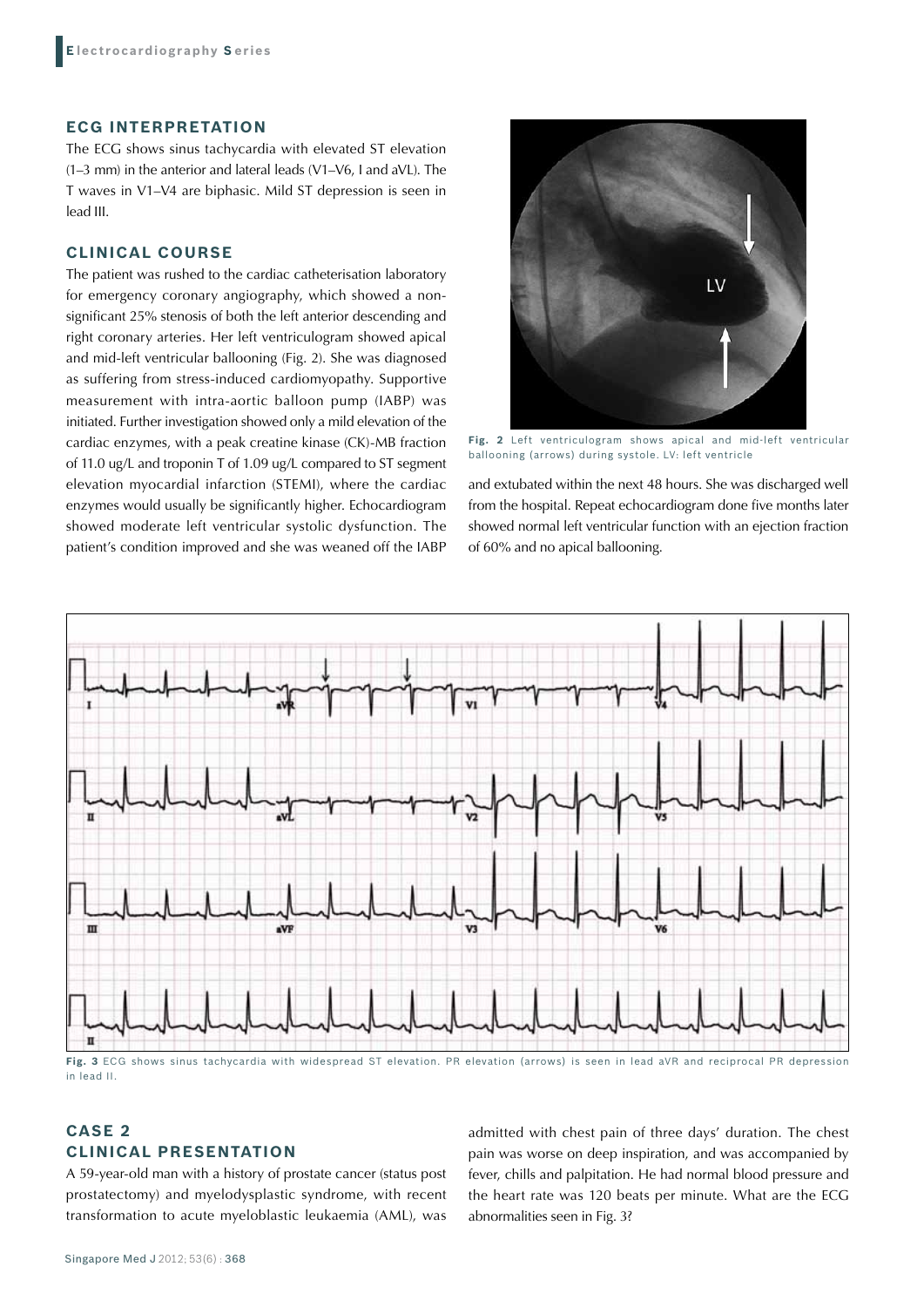## ECG INTERPRETATION

The ECG shows sinus tachycardia with elevated ST elevation (1–3 mm) in the anterior and lateral leads (V1–V6, I and aVL). The T waves in V1–V4 are biphasic. Mild ST depression is seen in lead III.

## CLINICAL COURSE

The patient was rushed to the cardiac catheterisation laboratory for emergency coronary angiography, which showed a non-significant 25% stenosis of both the left anterior descending and right coronary arteries. Her left ventriculogram showed apical and mid-left ventricular ballooning (Fig. 2). She was diagnosed as suffering from stress-induced cardiomyopathy. Supportive measurement with intra-aortic balloon pump (IABP) was initiated. Further investigation showed only a mild elevation of the cardiac enzymes, with a peak creatine kinase (CK)-MB fraction of 11.0 ug/L and troponin T of 1.09 ug/L compared to ST segment elevation myocardial infarction (STEMI), where the cardiac enzymes would usually be significantly higher. Echocardiogram showed moderate left ventricular systolic dysfunction. The patient's condition improved and she was weaned off the IABP and extubated within the next 48 hours. She was discharged well from the hospital. Repeat echocardiogram done five months later showed normal left ventricular function with an ejection fraction of 60% and no apical ballooning.

**Fig. 2** Left ventriculogram shows apical and mid-left ventricular ballooning (arrows) during systole. LV: left ventricle

**Fig. 3** ECG shows sinus tachycardia with widespread ST elevation. PR elevation (arrows) is seen in lead aVR and reciprocal PR depression in lead II.

## CASE 2

## CLINICAL PRESENTATION

A 59-year-old man with a history of prostate cancer (status post prostatectomy) and myelodysplastic syndrome, with recent transformation to acute myeloblastic leukaemia (AML), was admitted with chest pain of three days' duration. The chest pain was worse on deep inspiration, and was accompanied by fever, chills and palpitation. He had normal blood pressure and the heart rate was 120 beats per minute. What are the ECG abnormalities seen in Fig. 3?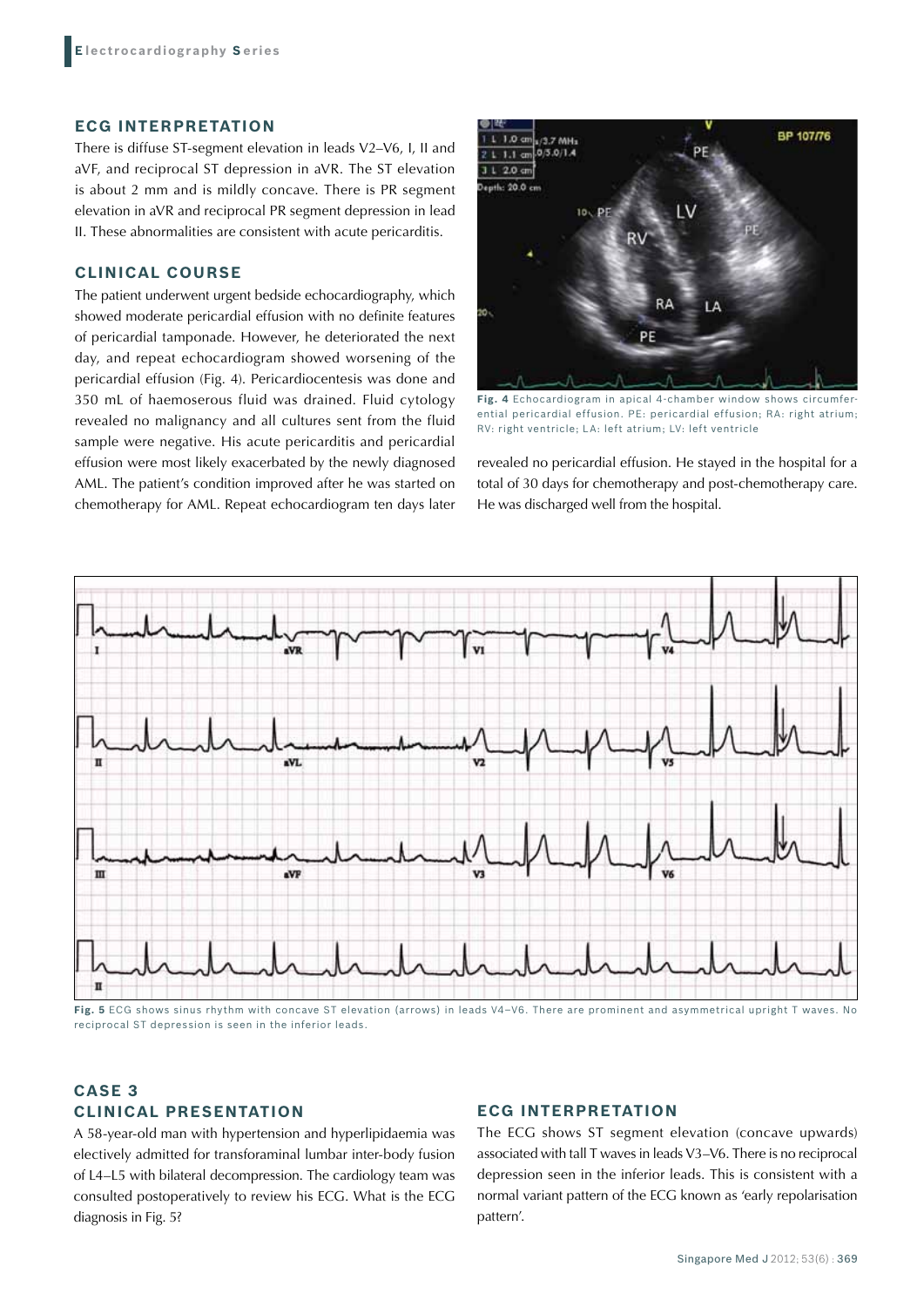## ECG INTERPRETATION

There is diffuse ST-segment elevation in leads V2–V6, I, II and aVF, and reciprocal ST depression in aVR. The ST elevation is about 2 mm and is mildly concave. There is PR segment elevation in aVR and reciprocal PR segment depression in lead II. These abnormalities are consistent with acute pericarditis.

## CLINICAL COURSE

The patient underwent urgent bedside echocardiography, which showed moderate pericardial effusion with no definite features of pericardial tamponade. However, he deteriorated the next day, and repeat echocardiogram showed worsening of the pericardial effusion (Fig. 4). Pericardiocentesis was done and 350 mL of haemoserous fluid was drained. Fluid cytology revealed no malignancy and all cultures sent from the fluid sample were negative. His acute pericarditis and pericardial effusion were most likely exacerbated by the newly diagnosed AML. The patient's condition improved after he was started on chemotherapy for AML. Repeat echocardiogram ten days later revealed no pericardial effusion. He stayed in the hospital for a total of 30 days for chemotherapy and post-chemotherapy care. He was discharged well from the hospital.

**Fig. 4** Echocardiogram in apical 4-chamber window shows circumferential pericardial effusion. PE: pericardial effusion; RA: right atrium; RV: right ventricle; LA: left atrium; LV: left ventricle

**Fig. 5** ECG shows sinus rhythm with concave ST elevation (arrows) in leads V4–V6. There are prominent and asymmetrical upright T waves. No reciprocal ST depression is seen in the inferior leads.

## CASE 3

## CLINICAL PRESENTATION

A 58-year-old man with hypertension and hyperlipidaemia was electively admitted for transforaminal lumbar inter-body fusion of L4–L5 with bilateral decompression. The cardiology team was consulted postoperatively to review his ECG. What is the ECG diagnosis in Fig. 5?

## ECG INTERPRETATION

The ECG shows ST segment elevation (concave upwards) associated with tall T waves in leads V3–V6. There is no reciprocal depression seen in the inferior leads. This is consistent with a normal variant pattern of the ECG known as 'early repolarisation pattern'.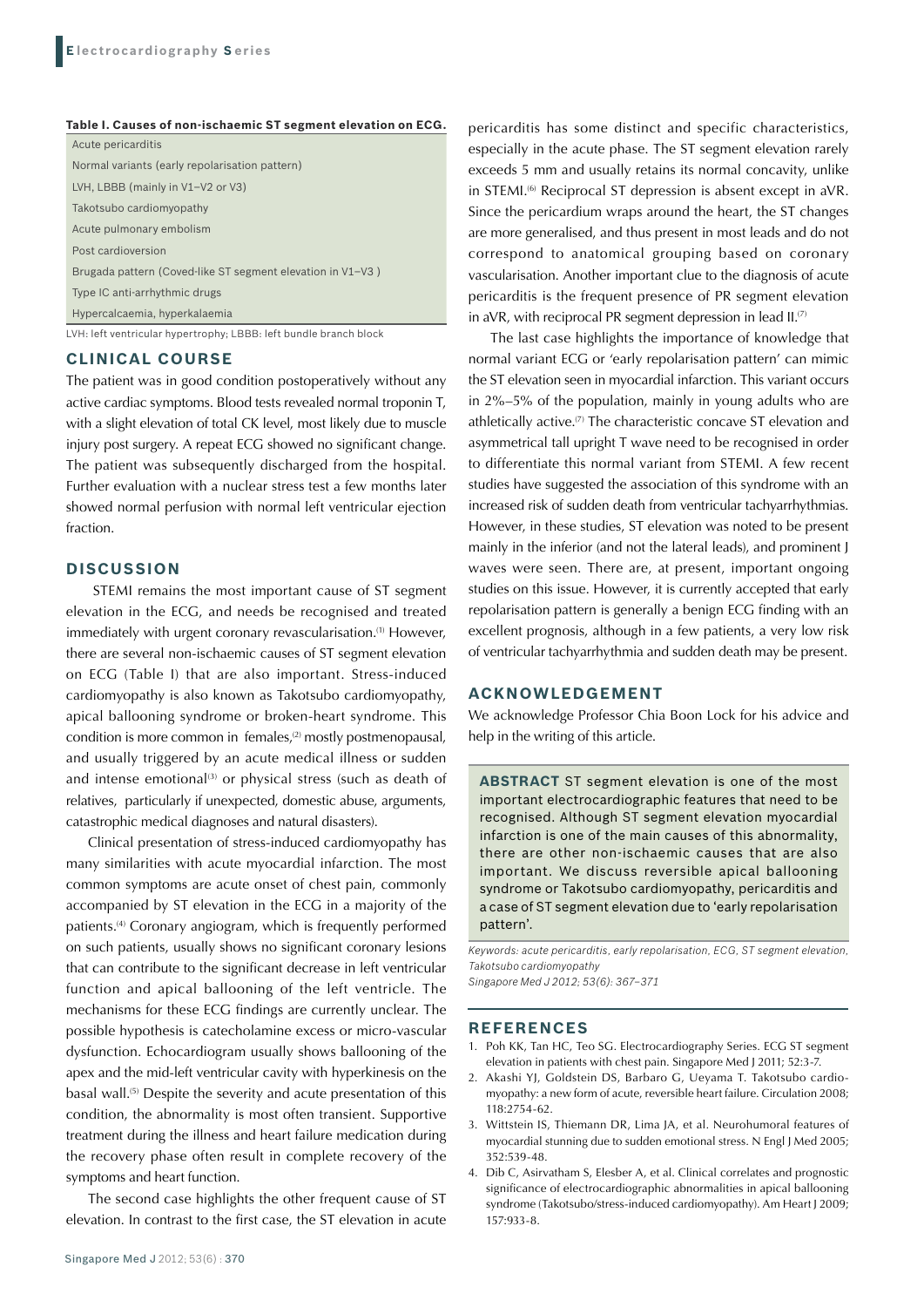**Table I. Causes of non-ischaemic ST segment elevation on ECG.**

| |
|---|
| Acute pericarditis |
| Normal variants (early repolarisation pattern) |
| LVH, LBBB (mainly in V1–V2 or V3) |
| Takotsubo cardiomyopathy |
| Acute pulmonary embolism |
| Post cardioversion |
| Brugada pattern (Coved-like ST segment elevation in V1–V3 ) |
| Type IC anti-arrhythmic drugs |
| Hypercalcaemia, hyperkalaemia |

LVH: left ventricular hypertrophy; LBBB: left bundle branch block

## CLINICAL COURSE

The patient was in good condition postoperatively without any active cardiac symptoms. Blood tests revealed normal troponin T, with a slight elevation of total CK level, most likely due to muscle injury post surgery. A repeat ECG showed no significant change. The patient was subsequently discharged from the hospital. Further evaluation with a nuclear stress test a few months later showed normal perfusion with normal left ventricular ejection fraction.

## DISCUSSION

STEMI remains the most important cause of ST segment elevation in the ECG, and needs be recognised and treated immediately with urgent coronary revascularisation.[1] However, there are several non-ischaemic causes of ST segment elevation on ECG (Table I) that are also important. Stress-induced cardiomyopathy is also known as Takotsubo cardiomyopathy, apical ballooning syndrome or broken-heart syndrome. This condition is more common in females,[2] mostly postmenopausal, and usually triggered by an acute medical illness or sudden and intense emotional[3] or physical stress (such as death of relatives, particularly if unexpected, domestic abuse, arguments, catastrophic medical diagnoses and natural disasters).

Clinical presentation of stress-induced cardiomyopathy has many similarities with acute myocardial infarction. The most common symptoms are acute onset of chest pain, commonly accompanied by ST elevation in the ECG in a majority of the patients.[4] Coronary angiogram, which is frequently performed on such patients, usually shows no significant coronary lesions that can contribute to the significant decrease in left ventricular function and apical ballooning of the left ventricle. The mechanisms for these ECG findings are currently unclear. The possible hypothesis is catecholamine excess or micro-vascular dysfunction. Echocardiogram usually shows ballooning of the apex and the mid-left ventricular cavity with hyperkinesis on the basal wall.[5] Despite the severity and acute presentation of this condition, the abnormality is most often transient. Supportive treatment during the illness and heart failure medication during the recovery phase often result in complete recovery of the symptoms and heart function.

The second case highlights the other frequent cause of ST elevation. In contrast to the first case, the ST elevation in acute pericarditis has some distinct and specific characteristics, especially in the acute phase. The ST segment elevation rarely exceeds 5 mm and usually retains its normal concavity, unlike in STEMI.[6] Reciprocal ST depression is absent except in aVR. Since the pericardium wraps around the heart, the ST changes are more generalised, and thus present in most leads and do not correspond to anatomical grouping based on coronary vascularisation. Another important clue to the diagnosis of acute pericarditis is the frequent presence of PR segment elevation in aVR, with reciprocal PR segment depression in lead II.[7]

The last case highlights the importance of knowledge that normal variant ECG or 'early repolarisation pattern' can mimic the ST elevation seen in myocardial infarction. This variant occurs in 2%–5% of the population, mainly in young adults who are athletically active.[7] The characteristic concave ST elevation and asymmetrical tall upright T wave need to be recognised in order to differentiate this normal variant from STEMI. A few recent studies have suggested the association of this syndrome with an increased risk of sudden death from ventricular tachyarrhythmias. However, in these studies, ST elevation was noted to be present mainly in the inferior (and not the lateral leads), and prominent J waves were seen. There are, at present, important ongoing studies on this issue. However, it is currently accepted that early repolarisation pattern is generally a benign ECG finding with an excellent prognosis, although in a few patients, a very low risk of ventricular tachyarrhythmia and sudden death may be present.

## ACKNOWLEDGEMENT

We acknowledge Professor Chia Boon Lock for his advice and help in the writing of this article.

**ABSTRACT** ST segment elevation is one of the most important electrocardiographic features that need to be recognised. Although ST segment elevation myocardial infarction is one of the main causes of this abnormality, there are other non-ischaemic causes that are also important. We discuss reversible apical ballooning syndrome or Takotsubo cardiomyopathy, pericarditis and a case of ST segment elevation due to 'early repolarisation pattern'.

*Keywords: acute pericarditis, early repolarisation, ECG, ST segment elevation, Takotsubo cardiomyopathy*
*Singapore Med J 2012; 53(6): 367–371*

## REFERENCES

1. Poh KK, Tan HC, Teo SG. Electrocardiography Series. ECG ST segment elevation in patients with chest pain. Singapore Med J 2011; 52:3-7.
2. Akashi YJ, Goldstein DS, Barbaro G, Ueyama T. Takotsubo cardiomyopathy: a new form of acute, reversible heart failure. Circulation 2008; 118:2754-62.
3. Wittstein IS, Thiemann DR, Lima JA, et al. Neurohumoral features of myocardial stunning due to sudden emotional stress. N Engl J Med 2005; 352:539-48.
4. Dib C, Asirvatham S, Elesber A, et al. Clinical correlates and prognostic significance of electrocardiographic abnormalities in apical ballooning syndrome (Takotsubo/stress-induced cardiomyopathy). Am Heart J 2009; 157:933-8.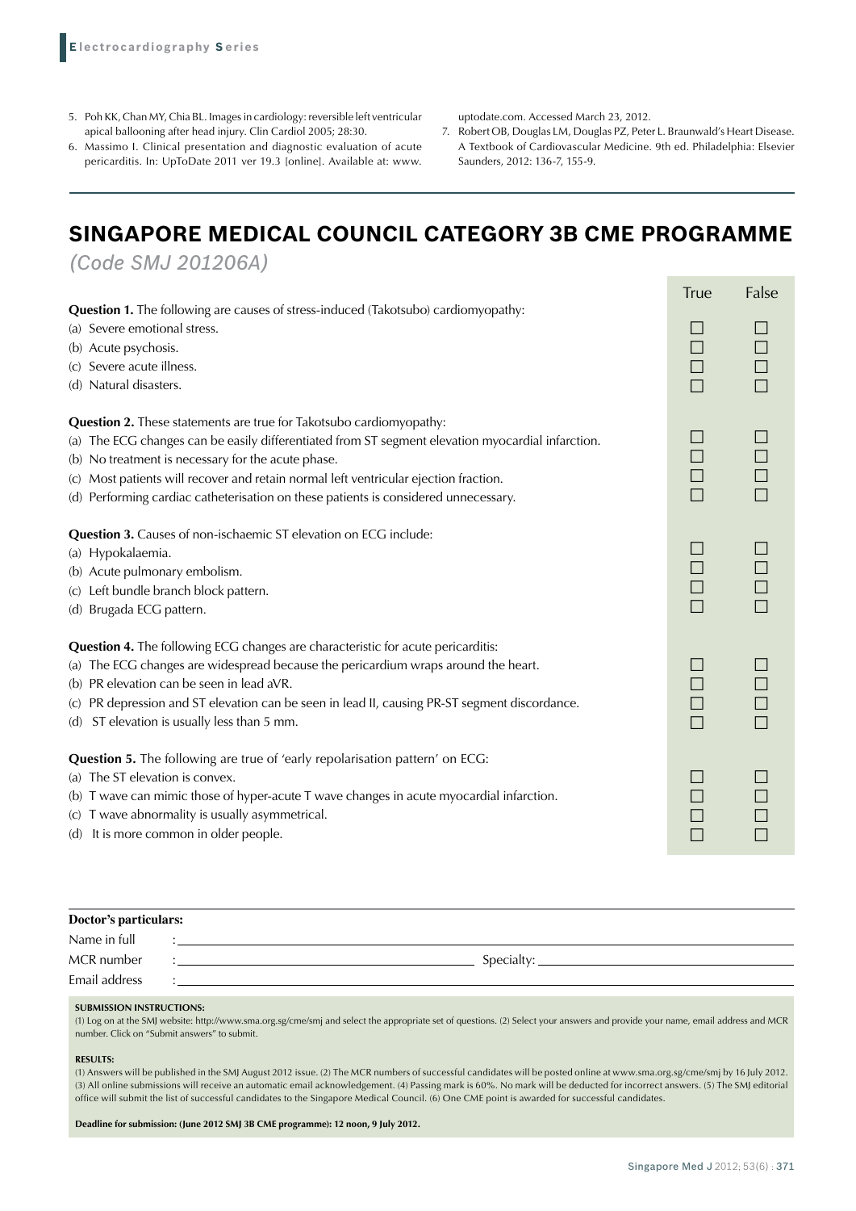5. Poh KK, Chan MY, Chia BL. Images in cardiology: reversible left ventricular apical ballooning after head injury. Clin Cardiol 2005; 28:30.
6. Massimo I. Clinical presentation and diagnostic evaluation of acute pericarditis. In: UpToDate 2011 ver 19.3 [online]. Available at: www.uptodate.com. Accessed March 23, 2012.
7. Robert OB, Douglas LM, Douglas PZ, Peter L. Braunwald's Heart Disease. A Textbook of Cardiovascular Medicine. 9th ed. Philadelphia: Elsevier Saunders, 2012: 136-7, 155-9.

# SINGAPORE MEDICAL COUNCIL CATEGORY 3B CME PROGRAMME

*(Code SMJ 201206A)*

| | True | False |
|---|---|---|
| **Question 1.** The following are causes of stress-induced (Takotsubo) cardiomyopathy: | | |
| (a) Severe emotional stress. | ☐ | ☐ |
| (b) Acute psychosis. | ☐ | ☐ |
| (c) Severe acute illness. | ☐ | ☐ |
| (d) Natural disasters. | ☐ | ☐ |
| **Question 2.** These statements are true for Takotsubo cardiomyopathy: | | |
| (a) The ECG changes can be easily differentiated from ST segment elevation myocardial infarction. | ☐ | ☐ |
| (b) No treatment is necessary for the acute phase. | ☐ | ☐ |
| (c) Most patients will recover and retain normal left ventricular ejection fraction. | ☐ | ☐ |
| (d) Performing cardiac catheterisation on these patients is considered unnecessary. | ☐ | ☐ |
| **Question 3.** Causes of non-ischaemic ST elevation on ECG include: | | |
| (a) Hypokalaemia. | ☐ | ☐ |
| (b) Acute pulmonary embolism. | ☐ | ☐ |
| (c) Left bundle branch block pattern. | ☐ | ☐ |
| (d) Brugada ECG pattern. | ☐ | ☐ |
| **Question 4.** The following ECG changes are characteristic for acute pericarditis: | | |
| (a) The ECG changes are widespread because the pericardium wraps around the heart. | ☐ | ☐ |
| (b) PR elevation can be seen in lead aVR. | ☐ | ☐ |
| (c) PR depression and ST elevation can be seen in lead II, causing PR-ST segment discordance. | ☐ | ☐ |
| (d) ST elevation is usually less than 5 mm. | ☐ | ☐ |
| **Question 5.** The following are true of 'early repolarisation pattern' on ECG: | | |
| (a) The ST elevation is convex. | ☐ | ☐ |
| (b) T wave can mimic those of hyper-acute T wave changes in acute myocardial infarction. | ☐ | ☐ |
| (c) T wave abnormality is usually asymmetrical. | ☐ | ☐ |
| (d) It is more common in older people. | ☐ | ☐ |

**Doctor's particulars:**

Name in full : ____________________

MCR number : ____________________ Specialty: ____________________

Email address : ____________________

**SUBMISSION INSTRUCTIONS:**

(1) Log on at the SMJ website: http://www.sma.org.sg/cme/smj and select the appropriate set of questions. (2) Select your answers and provide your name, email address and MCR number. Click on "Submit answers" to submit.

**RESULTS:**

(1) Answers will be published in the SMJ August 2012 issue. (2) The MCR numbers of successful candidates will be posted online at www.sma.org.sg/cme/smj by 16 July 2012. (3) All online submissions will receive an automatic email acknowledgement. (4) Passing mark is 60%. No mark will be deducted for incorrect answers. (5) The SMJ editorial office will submit the list of successful candidates to the Singapore Medical Council. (6) One CME point is awarded for successful candidates.

**Deadline for submission: (June 2012 SMJ 3B CME programme): 12 noon, 9 July 2012.**